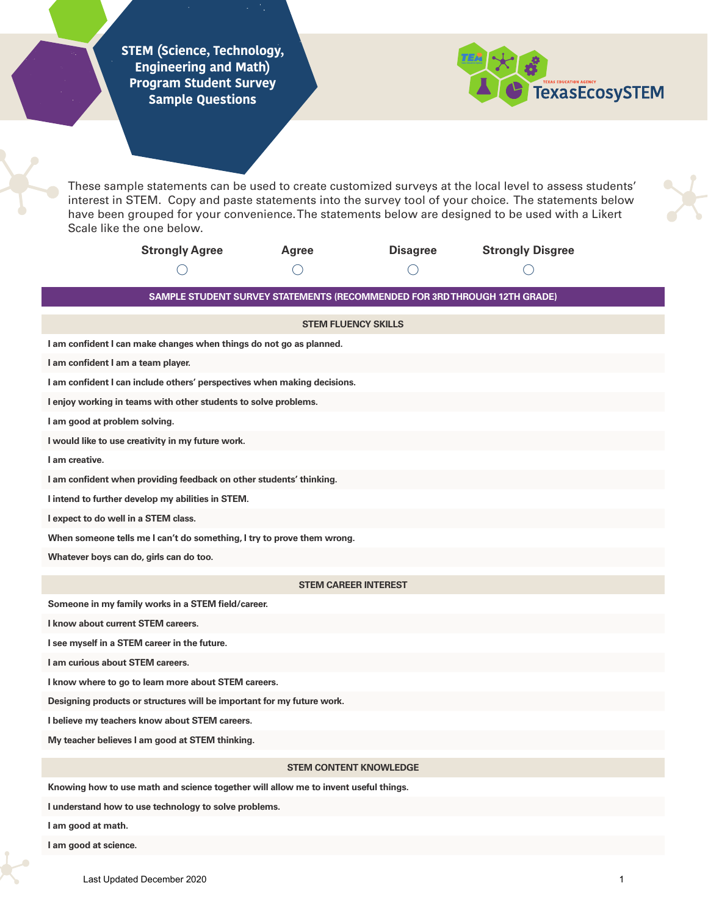# STEM (Science, Technology, Engineering and Math) Program Student Survey Sample Questions

TEXAS EDUCATION AGENCY TexasEcosySTEM

These sample statements can be used to create customized surveys at the local level to assess students' interest in STEM. Copy and paste statements into the survey tool of your choice. The statements below have been grouped for your convenience. The statements below are designed to be used with a Likert Scale like the one below.

| Strongly Agree | Agree | Disagree | Strongly Disgree |
|---|---|---|---|
| ◯ | ◯ | ◯ | ◯ |

## SAMPLE STUDENT SURVEY STATEMENTS (RECOMMENDED FOR 3RD THROUGH 12TH GRADE)

### STEM FLUENCY SKILLS

**I am confident I can make changes when things do not go as planned.**

**I am confident I am a team player.**

**I am confident I can include others' perspectives when making decisions.**

**I enjoy working in teams with other students to solve problems.**

**I am good at problem solving.**

**I would like to use creativity in my future work.**

**I am creative.**

**I am confident when providing feedback on other students' thinking.**

**I intend to further develop my abilities in STEM.**

**I expect to do well in a STEM class.**

**When someone tells me I can't do something, I try to prove them wrong.**

**Whatever boys can do, girls can do too.**

### STEM CAREER INTEREST

**Someone in my family works in a STEM field/career.**

**I know about current STEM careers.**

**I see myself in a STEM career in the future.**

**I am curious about STEM careers.**

**I know where to go to learn more about STEM careers.**

**Designing products or structures will be important for my future work.**

**I believe my teachers know about STEM careers.**

**My teacher believes I am good at STEM thinking.**

### STEM CONTENT KNOWLEDGE

**Knowing how to use math and science together will allow me to invent useful things.**

**I understand how to use technology to solve problems.**

**I am good at math.**

**I am good at science.**

Last Updated December 2020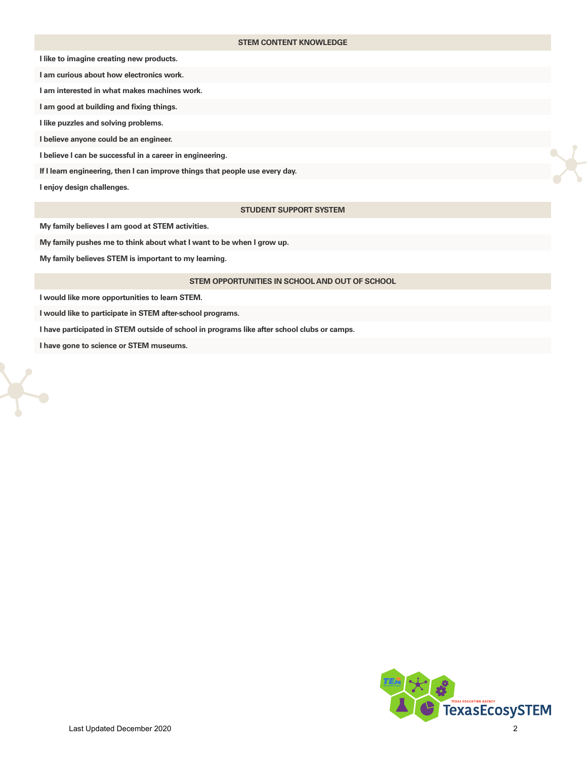| STEM CONTENT KNOWLEDGE |
|---|
| I like to imagine creating new products. |
| I am curious about how electronics work. |
| I am interested in what makes machines work. |
| I am good at building and fixing things. |
| I like puzzles and solving problems. |
| I believe anyone could be an engineer. |
| I believe I can be successful in a career in engineering. |
| If I learn engineering, then I can improve things that people use every day. |
| I enjoy design challenges. |

| STUDENT SUPPORT SYSTEM |
|---|
| My family believes I am good at STEM activities. |
| My family pushes me to think about what I want to be when I grow up. |
| My family believes STEM is important to my learning. |

| STEM OPPORTUNITIES IN SCHOOL AND OUT OF SCHOOL |
|---|
| I would like more opportunities to learn STEM. |
| I would like to participate in STEM after-school programs. |
| I have participated in STEM outside of school in programs like after school clubs or camps. |
| I have gone to science or STEM museums. |

Last Updated December 2020